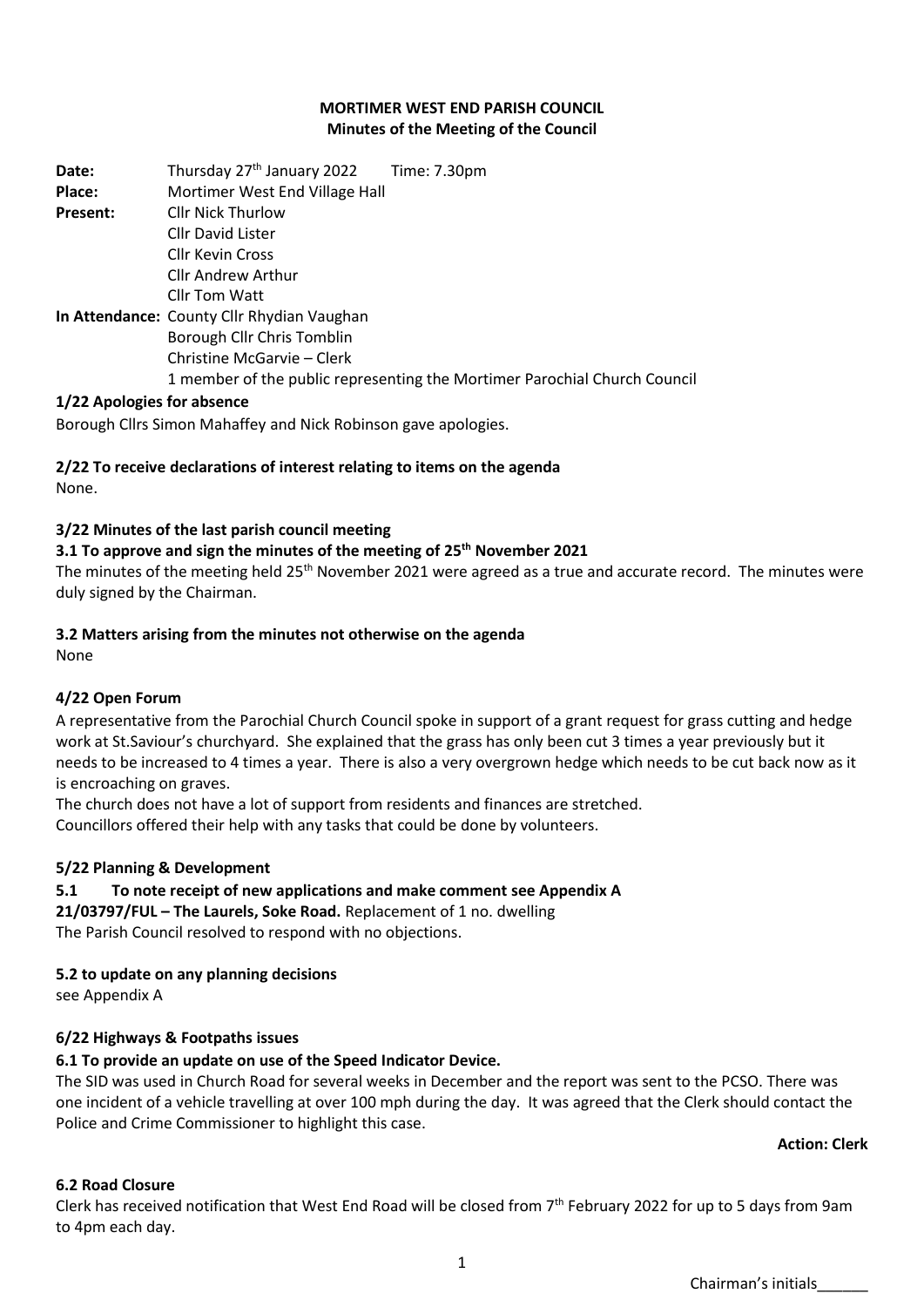**MORTIMER WEST END PARISH COUNCIL**
**Minutes of the Meeting of the Council**

**Date:** Thursday 27th January 2022 Time: 7.30pm
**Place:** Mortimer West End Village Hall
**Present:** Cllr Nick Thurlow
Cllr David Lister
Cllr Kevin Cross
Cllr Andrew Arthur
Cllr Tom Watt
**In Attendance:** County Cllr Rhydian Vaughan
Borough Cllr Chris Tomblin
Christine McGarvie – Clerk
1 member of the public representing the Mortimer Parochial Church Council

**1/22 Apologies for absence**

Borough Cllrs Simon Mahaffey and Nick Robinson gave apologies.

**2/22 To receive declarations of interest relating to items on the agenda**

None.

**3/22 Minutes of the last parish council meeting**

**3.1 To approve and sign the minutes of the meeting of 25th November 2021**

The minutes of the meeting held 25th November 2021 were agreed as a true and accurate record. The minutes were duly signed by the Chairman.

**3.2 Matters arising from the minutes not otherwise on the agenda**

None

**4/22 Open Forum**

A representative from the Parochial Church Council spoke in support of a grant request for grass cutting and hedge work at St.Saviour's churchyard. She explained that the grass has only been cut 3 times a year previously but it needs to be increased to 4 times a year. There is also a very overgrown hedge which needs to be cut back now as it is encroaching on graves.

The church does not have a lot of support from residents and finances are stretched.

Councillors offered their help with any tasks that could be done by volunteers.

**5/22 Planning & Development**

**5.1 To note receipt of new applications and make comment see Appendix A**

**21/03797/FUL – The Laurels, Soke Road.** Replacement of 1 no. dwelling

The Parish Council resolved to respond with no objections.

**5.2 to update on any planning decisions**

see Appendix A

**6/22 Highways & Footpaths issues**

**6.1 To provide an update on use of the Speed Indicator Device.**

The SID was used in Church Road for several weeks in December and the report was sent to the PCSO. There was one incident of a vehicle travelling at over 100 mph during the day. It was agreed that the Clerk should contact the Police and Crime Commissioner to highlight this case.

**Action: Clerk**

**6.2 Road Closure**

Clerk has received notification that West End Road will be closed from 7th February 2022 for up to 5 days from 9am to 4pm each day.

Chairman's initials______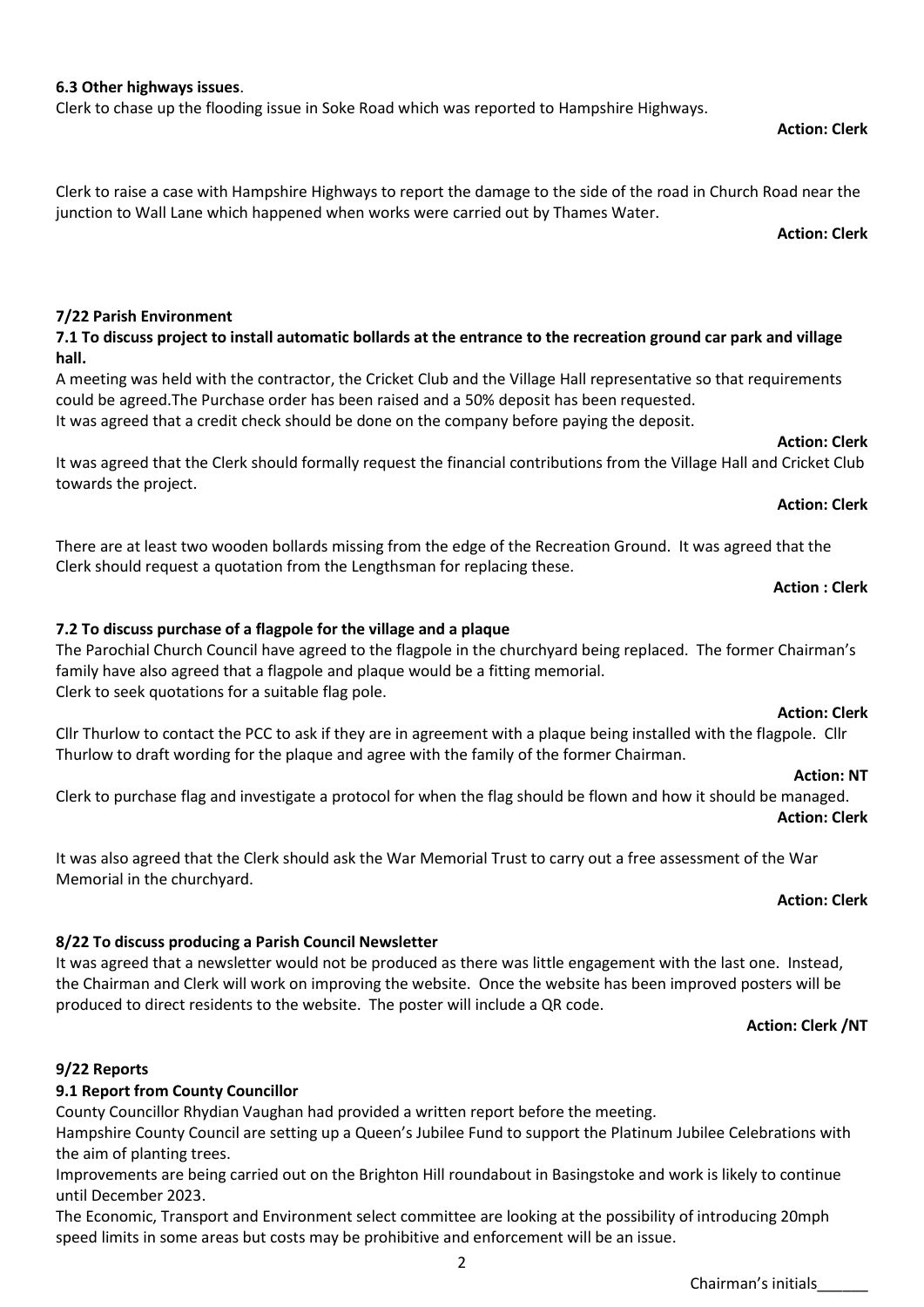**6.3 Other highways issues**.

Clerk to chase up the flooding issue in Soke Road which was reported to Hampshire Highways.

**Action: Clerk**

Clerk to raise a case with Hampshire Highways to report the damage to the side of the road in Church Road near the junction to Wall Lane which happened when works were carried out by Thames Water.

**Action: Clerk**

**7/22 Parish Environment**

**7.1 To discuss project to install automatic bollards at the entrance to the recreation ground car park and village hall.**

A meeting was held with the contractor, the Cricket Club and the Village Hall representative so that requirements could be agreed.The Purchase order has been raised and a 50% deposit has been requested.
It was agreed that a credit check should be done on the company before paying the deposit.

**Action: Clerk**

It was agreed that the Clerk should formally request the financial contributions from the Village Hall and Cricket Club towards the project.

**Action: Clerk**

There are at least two wooden bollards missing from the edge of the Recreation Ground. It was agreed that the Clerk should request a quotation from the Lengthsman for replacing these.

**Action : Clerk**

**7.2 To discuss purchase of a flagpole for the village and a plaque**

The Parochial Church Council have agreed to the flagpole in the churchyard being replaced. The former Chairman's family have also agreed that a flagpole and plaque would be a fitting memorial.
Clerk to seek quotations for a suitable flag pole.

**Action: Clerk**

Cllr Thurlow to contact the PCC to ask if they are in agreement with a plaque being installed with the flagpole. Cllr Thurlow to draft wording for the plaque and agree with the family of the former Chairman.

**Action: NT**

Clerk to purchase flag and investigate a protocol for when the flag should be flown and how it should be managed.

**Action: Clerk**

It was also agreed that the Clerk should ask the War Memorial Trust to carry out a free assessment of the War Memorial in the churchyard.

**Action: Clerk**

**8/22 To discuss producing a Parish Council Newsletter**

It was agreed that a newsletter would not be produced as there was little engagement with the last one. Instead, the Chairman and Clerk will work on improving the website. Once the website has been improved posters will be produced to direct residents to the website. The poster will include a QR code.

**Action: Clerk /NT**

**9/22 Reports**

**9.1 Report from County Councillor**

County Councillor Rhydian Vaughan had provided a written report before the meeting.
Hampshire County Council are setting up a Queen's Jubilee Fund to support the Platinum Jubilee Celebrations with the aim of planting trees.
Improvements are being carried out on the Brighton Hill roundabout in Basingstoke and work is likely to continue until December 2023.
The Economic, Transport and Environment select committee are looking at the possibility of introducing 20mph speed limits in some areas but costs may be prohibitive and enforcement will be an issue.

Chairman's initials______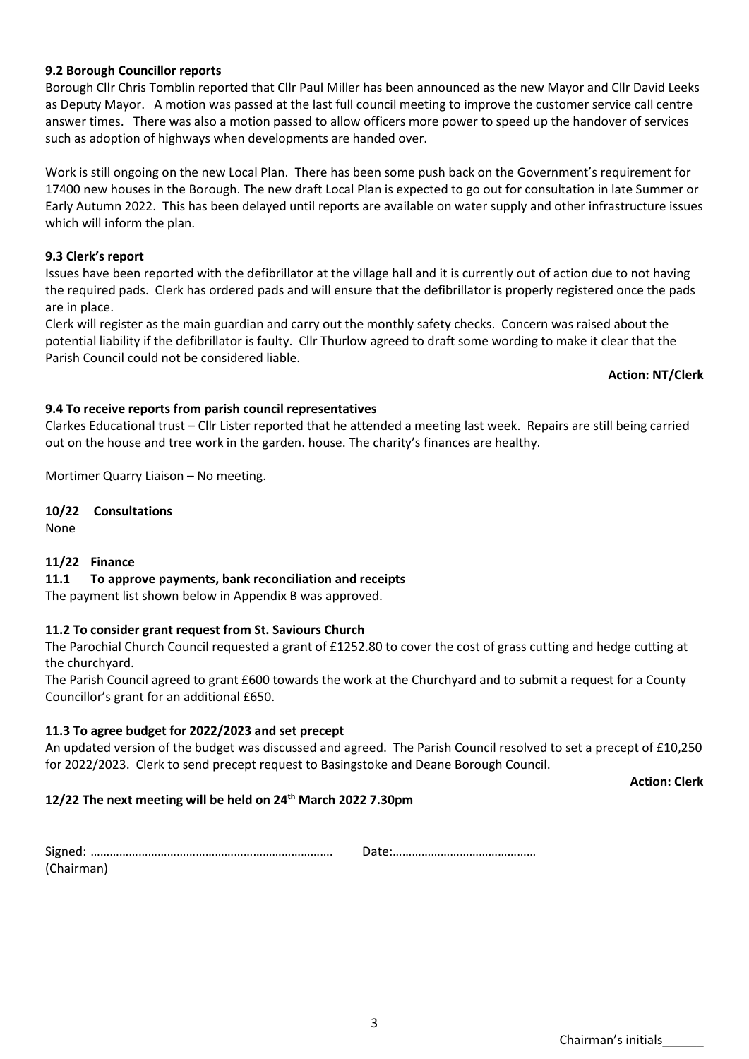**9.2 Borough Councillor reports**

Borough Cllr Chris Tomblin reported that Cllr Paul Miller has been announced as the new Mayor and Cllr David Leeks as Deputy Mayor. A motion was passed at the last full council meeting to improve the customer service call centre answer times. There was also a motion passed to allow officers more power to speed up the handover of services such as adoption of highways when developments are handed over.

Work is still ongoing on the new Local Plan. There has been some push back on the Government's requirement for 17400 new houses in the Borough. The new draft Local Plan is expected to go out for consultation in late Summer or Early Autumn 2022. This has been delayed until reports are available on water supply and other infrastructure issues which will inform the plan.

**9.3 Clerk's report**

Issues have been reported with the defibrillator at the village hall and it is currently out of action due to not having the required pads. Clerk has ordered pads and will ensure that the defibrillator is properly registered once the pads are in place.

Clerk will register as the main guardian and carry out the monthly safety checks. Concern was raised about the potential liability if the defibrillator is faulty. Cllr Thurlow agreed to draft some wording to make it clear that the Parish Council could not be considered liable.

**Action: NT/Clerk**

**9.4 To receive reports from parish council representatives**

Clarkes Educational trust – Cllr Lister reported that he attended a meeting last week. Repairs are still being carried out on the house and tree work in the garden. house. The charity's finances are healthy.

Mortimer Quarry Liaison – No meeting.

**10/22 Consultations**

None

**11/22 Finance**

**11.1 To approve payments, bank reconciliation and receipts**

The payment list shown below in Appendix B was approved.

**11.2 To consider grant request from St. Saviours Church**

The Parochial Church Council requested a grant of £1252.80 to cover the cost of grass cutting and hedge cutting at the churchyard.

The Parish Council agreed to grant £600 towards the work at the Churchyard and to submit a request for a County Councillor's grant for an additional £650.

**11.3 To agree budget for 2022/2023 and set precept**

An updated version of the budget was discussed and agreed. The Parish Council resolved to set a precept of £10,250 for 2022/2023. Clerk to send precept request to Basingstoke and Deane Borough Council.

**Action: Clerk**

**12/22 The next meeting will be held on 24th March 2022 7.30pm**

Signed: ………………………………………………………………. Date:………………………………………
(Chairman)

Chairman's initials______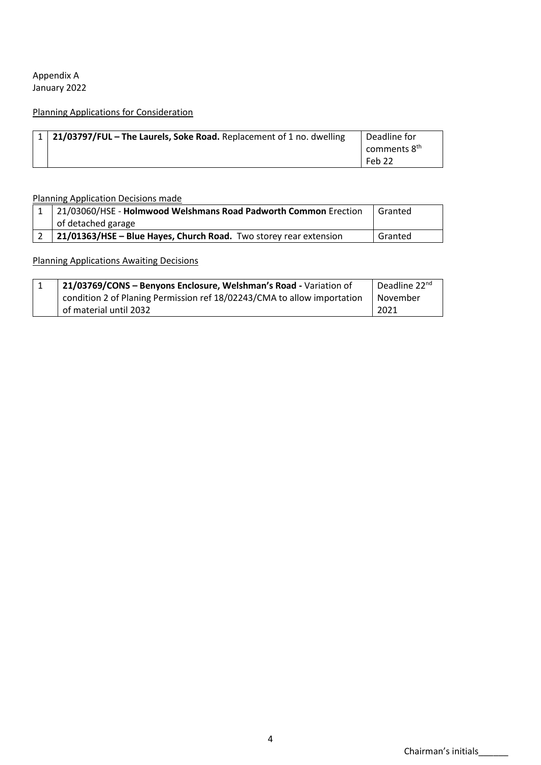Appendix A
January 2022

Planning Applications for Consideration

| | | |
|---|---|---|
| 1 | **21/03797/FUL – The Laurels, Soke Road.** Replacement of 1 no. dwelling | Deadline for comments 8th Feb 22 |

Planning Application Decisions made

| | | |
|---|---|---|
| 1 | 21/03060/HSE - **Holmwood Welshmans Road Padworth Common** Erection of detached garage | Granted |
| 2 | **21/01363/HSE – Blue Hayes, Church Road.** Two storey rear extension | Granted |

Planning Applications Awaiting Decisions

| | | |
|---|---|---|
| 1 | **21/03769/CONS – Benyons Enclosure, Welshman's Road -** Variation of condition 2 of Planing Permission ref 18/02243/CMA to allow importation of material until 2032 | Deadline 22nd November 2021 |

Chairman's initials______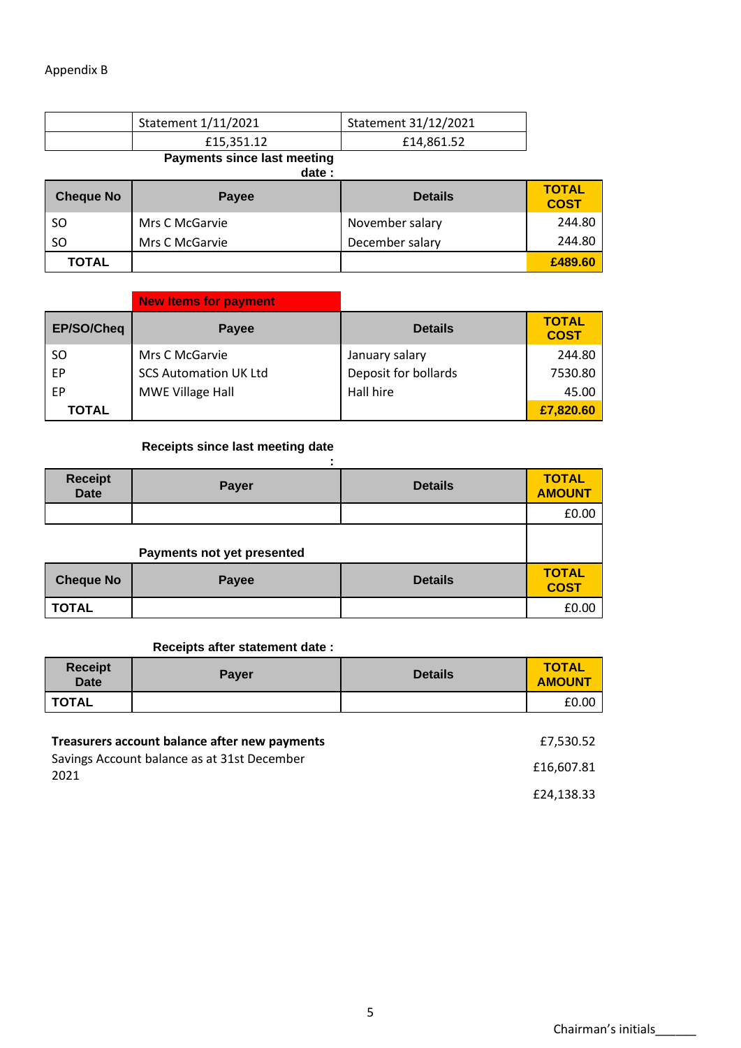Appendix B

| | Statement 1/11/2021 | Statement 31/12/2021 |
|---|---|---|
| | £15,351.12 | £14,861.52 |

**Payments since last meeting date :**

| Cheque No | Payee | Details | TOTAL COST |
|---|---|---|---|
| SO | Mrs C McGarvie | November salary | 244.80 |
| SO | Mrs C McGarvie | December salary | 244.80 |
| **TOTAL** | | | **£489.60** |

**New Items for payment**

| EP/SO/Cheq | Payee | Details | TOTAL COST |
|---|---|---|---|
| SO | Mrs C McGarvie | January salary | 244.80 |
| EP | SCS Automation UK Ltd | Deposit for bollards | 7530.80 |
| EP | MWE Village Hall | Hall hire | 45.00 |
| **TOTAL** | | | **£7,820.60** |

**Receipts since last meeting date :**

| Receipt Date | Payer | Details | TOTAL AMOUNT |
|---|---|---|---|
| | | | £0.00 |

**Payments not yet presented**

| Cheque No | Payee | Details | TOTAL COST |
|---|---|---|---|
| **TOTAL** | | | £0.00 |

**Receipts after statement date :**

| Receipt Date | Payer | Details | TOTAL AMOUNT |
|---|---|---|---|
| **TOTAL** | | | £0.00 |

| | |
|---|---|
| **Treasurers account balance after new payments** | £7,530.52 |
| Savings Account balance as at 31st December 2021 | £16,607.81 |
| | £24,138.33 |

Chairman's initials______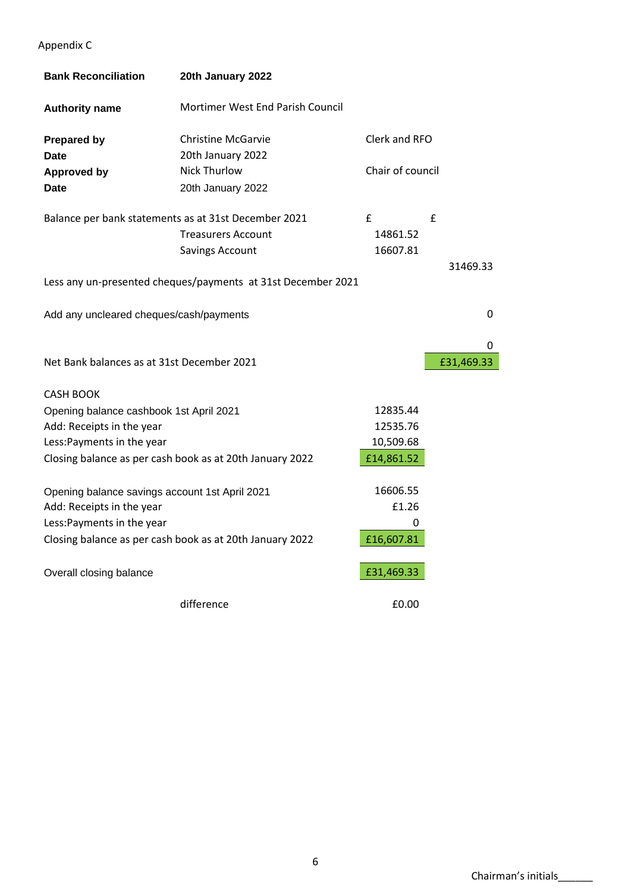Appendix C

| | | | |
|---|---|---|---|
| **Bank Reconciliation** | **20th January 2022** | | |
| **Authority name** | Mortimer West End Parish Council | | |
| **Prepared by** | Christine McGarvie | Clerk and RFO | |
| **Date** | 20th January 2022 | | |
| **Approved by** | Nick Thurlow | Chair of council | |
| **Date** | 20th January 2022 | | |
| Balance per bank statements as at 31st December 2021 | | £ | £ |
| | Treasurers Account | 14861.52 | |
| | Savings Account | 16607.81 | |
| | | | 31469.33 |
| Less any un-presented cheques/payments at 31st December 2021 | | | |
| Add any uncleared cheques/cash/payments | | | 0 |
| | | | 0 |
| Net Bank balances as at 31st December 2021 | | | £31,469.33 |
| CASH BOOK | | | |
| Opening balance cashbook 1st April 2021 | | 12835.44 | |
| Add: Receipts in the year | | 12535.76 | |
| Less:Payments in the year | | 10,509.68 | |
| Closing balance as per cash book as at 20th January 2022 | | £14,861.52 | |
| Opening balance savings account 1st April 2021 | | 16606.55 | |
| Add: Receipts in the year | | £1.26 | |
| Less:Payments in the year | | 0 | |
| Closing balance as per cash book as at 20th January 2022 | | £16,607.81 | |
| Overall closing balance | | £31,469.33 | |
| | difference | £0.00 | |

Chairman's initials______